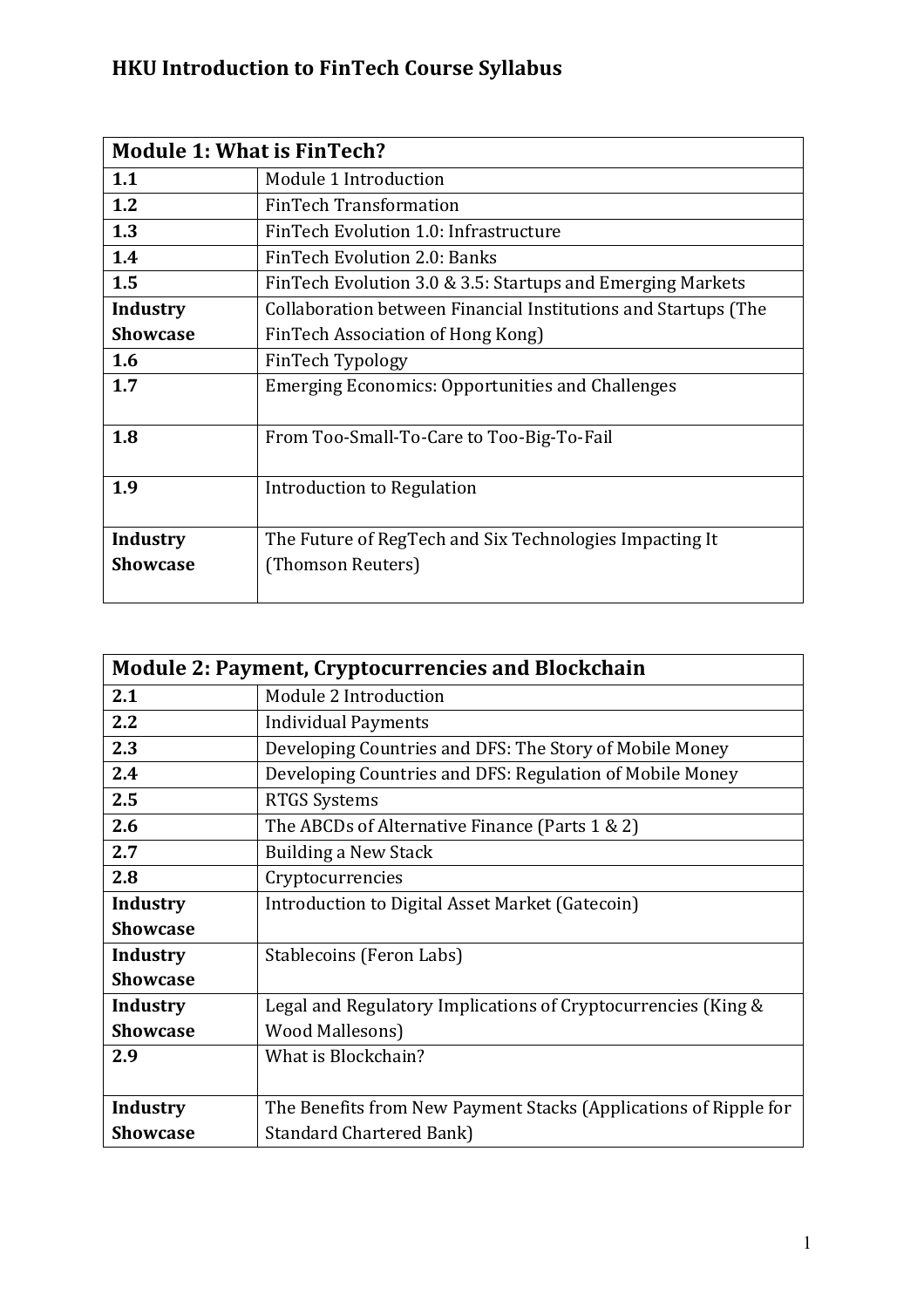# HKU Introduction to FinTech Course Syllabus

| Module 1: What is FinTech? | |
|---|---|
| **1.1** | Module 1 Introduction |
| **1.2** | FinTech Transformation |
| **1.3** | FinTech Evolution 1.0: Infrastructure |
| **1.4** | FinTech Evolution 2.0: Banks |
| **1.5** | FinTech Evolution 3.0 & 3.5: Startups and Emerging Markets |
| **Industry Showcase** | Collaboration between Financial Institutions and Startups (The FinTech Association of Hong Kong) |
| **1.6** | FinTech Typology |
| **1.7** | Emerging Economics: Opportunities and Challenges |
| **1.8** | From Too-Small-To-Care to Too-Big-To-Fail |
| **1.9** | Introduction to Regulation |
| **Industry Showcase** | The Future of RegTech and Six Technologies Impacting It (Thomson Reuters) |

| Module 2: Payment, Cryptocurrencies and Blockchain | |
|---|---|
| **2.1** | Module 2 Introduction |
| **2.2** | Individual Payments |
| **2.3** | Developing Countries and DFS: The Story of Mobile Money |
| **2.4** | Developing Countries and DFS: Regulation of Mobile Money |
| **2.5** | RTGS Systems |
| **2.6** | The ABCDs of Alternative Finance (Parts 1 & 2) |
| **2.7** | Building a New Stack |
| **2.8** | Cryptocurrencies |
| **Industry Showcase** | Introduction to Digital Asset Market (Gatecoin) |
| **Industry Showcase** | Stablecoins (Feron Labs) |
| **Industry Showcase** | Legal and Regulatory Implications of Cryptocurrencies (King & Wood Mallesons) |
| **2.9** | What is Blockchain? |
| **Industry Showcase** | The Benefits from New Payment Stacks (Applications of Ripple for Standard Chartered Bank) |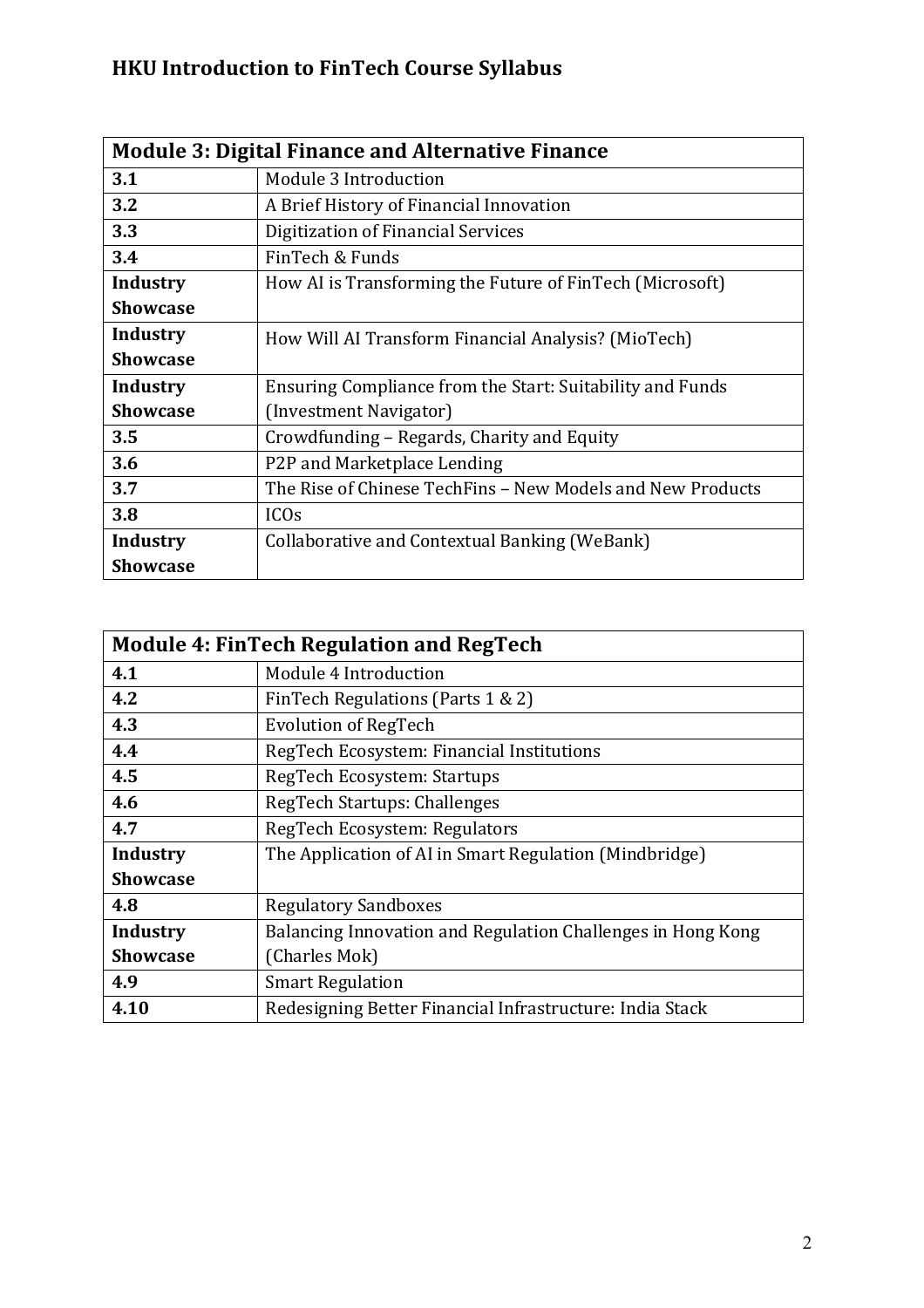# HKU Introduction to FinTech Course Syllabus

| Module 3: Digital Finance and Alternative Finance | |
|---|---|
| **3.1** | Module 3 Introduction |
| **3.2** | A Brief History of Financial Innovation |
| **3.3** | Digitization of Financial Services |
| **3.4** | FinTech & Funds |
| **Industry Showcase** | How AI is Transforming the Future of FinTech (Microsoft) |
| **Industry Showcase** | How Will AI Transform Financial Analysis? (MioTech) |
| **Industry Showcase** | Ensuring Compliance from the Start: Suitability and Funds (Investment Navigator) |
| **3.5** | Crowdfunding – Regards, Charity and Equity |
| **3.6** | P2P and Marketplace Lending |
| **3.7** | The Rise of Chinese TechFins – New Models and New Products |
| **3.8** | ICOs |
| **Industry Showcase** | Collaborative and Contextual Banking (WeBank) |

| Module 4: FinTech Regulation and RegTech | |
|---|---|
| **4.1** | Module 4 Introduction |
| **4.2** | FinTech Regulations (Parts 1 & 2) |
| **4.3** | Evolution of RegTech |
| **4.4** | RegTech Ecosystem: Financial Institutions |
| **4.5** | RegTech Ecosystem: Startups |
| **4.6** | RegTech Startups: Challenges |
| **4.7** | RegTech Ecosystem: Regulators |
| **Industry Showcase** | The Application of AI in Smart Regulation (Mindbridge) |
| **4.8** | Regulatory Sandboxes |
| **Industry Showcase** | Balancing Innovation and Regulation Challenges in Hong Kong (Charles Mok) |
| **4.9** | Smart Regulation |
| **4.10** | Redesigning Better Financial Infrastructure: India Stack |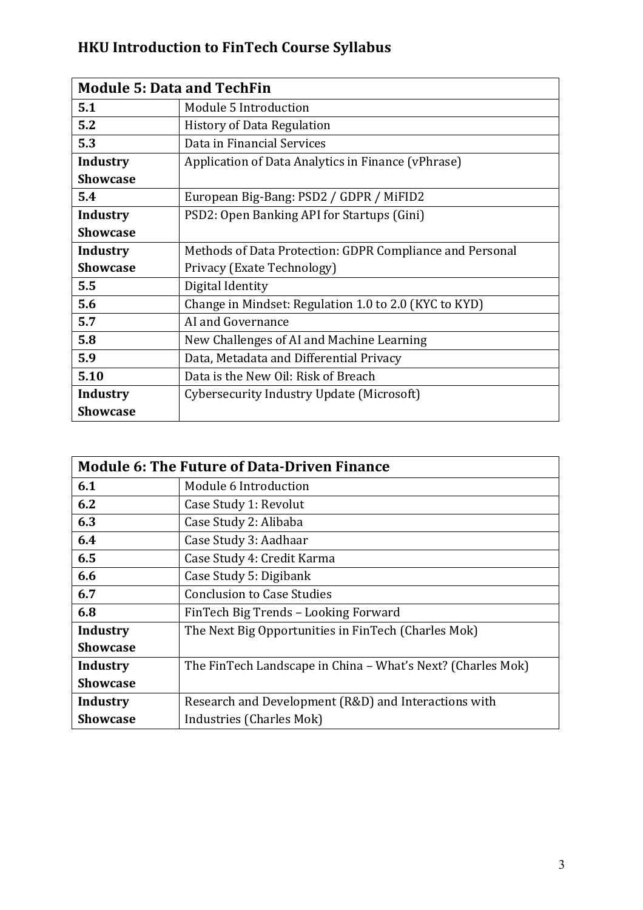# HKU Introduction to FinTech Course Syllabus

| **Module 5: Data and TechFin** | |
|---|---|
| **5.1** | Module 5 Introduction |
| **5.2** | History of Data Regulation |
| **5.3** | Data in Financial Services |
| **Industry Showcase** | Application of Data Analytics in Finance (vPhrase) |
| **5.4** | European Big-Bang: PSD2 / GDPR / MiFID2 |
| **Industry Showcase** | PSD2: Open Banking API for Startups (Gini) |
| **Industry Showcase** | Methods of Data Protection: GDPR Compliance and Personal Privacy (Exate Technology) |
| **5.5** | Digital Identity |
| **5.6** | Change in Mindset: Regulation 1.0 to 2.0 (KYC to KYD) |
| **5.7** | AI and Governance |
| **5.8** | New Challenges of AI and Machine Learning |
| **5.9** | Data, Metadata and Differential Privacy |
| **5.10** | Data is the New Oil: Risk of Breach |
| **Industry Showcase** | Cybersecurity Industry Update (Microsoft) |

| **Module 6: The Future of Data-Driven Finance** | |
|---|---|
| **6.1** | Module 6 Introduction |
| **6.2** | Case Study 1: Revolut |
| **6.3** | Case Study 2: Alibaba |
| **6.4** | Case Study 3: Aadhaar |
| **6.5** | Case Study 4: Credit Karma |
| **6.6** | Case Study 5: Digibank |
| **6.7** | Conclusion to Case Studies |
| **6.8** | FinTech Big Trends – Looking Forward |
| **Industry Showcase** | The Next Big Opportunities in FinTech (Charles Mok) |
| **Industry Showcase** | The FinTech Landscape in China – What's Next? (Charles Mok) |
| **Industry Showcase** | Research and Development (R&D) and Interactions with Industries (Charles Mok) |